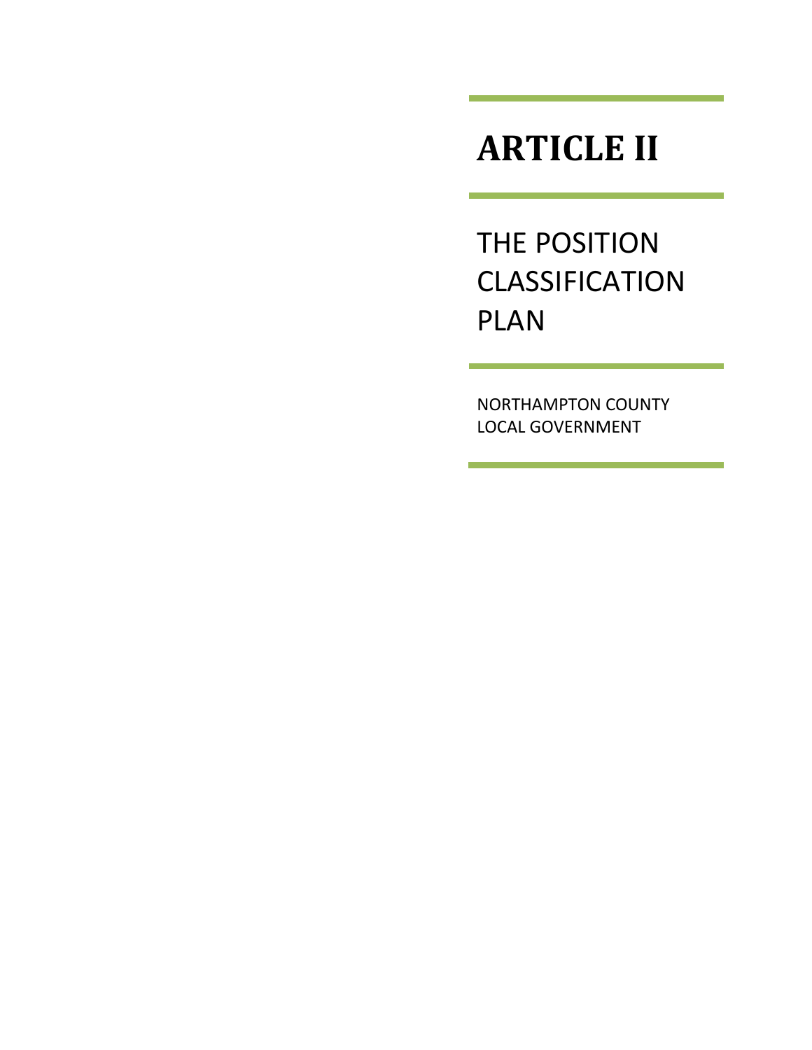# ARTICLE II

## THE POSITION CLASSIFICATION PLAN

NORTHAMPTON COUNTY
LOCAL GOVERNMENT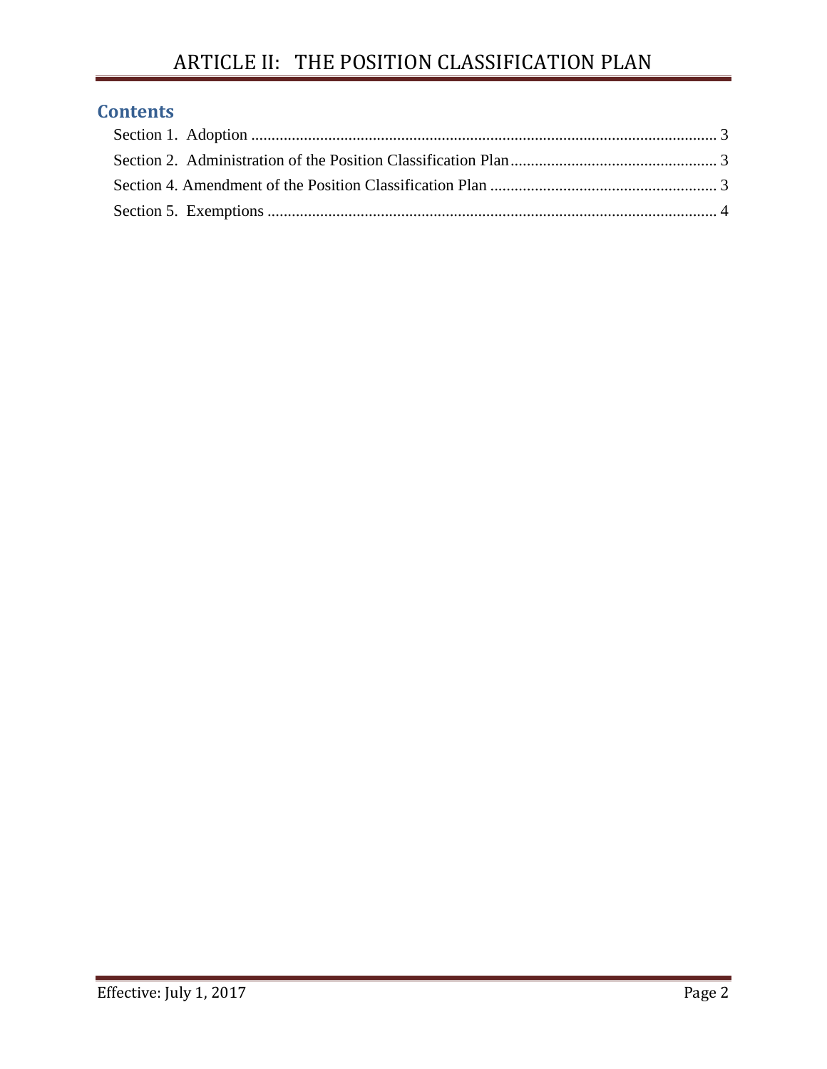# ARTICLE II: THE POSITION CLASSIFICATION PLAN

## Contents

Section 1. Adoption ........................................................................................................ 3

Section 2. Administration of the Position Classification Plan ........................................ 3

Section 4. Amendment of the Position Classification Plan ............................................ 3

Section 5. Exemptions ................................................................................................... 4

Effective: July 1, 2017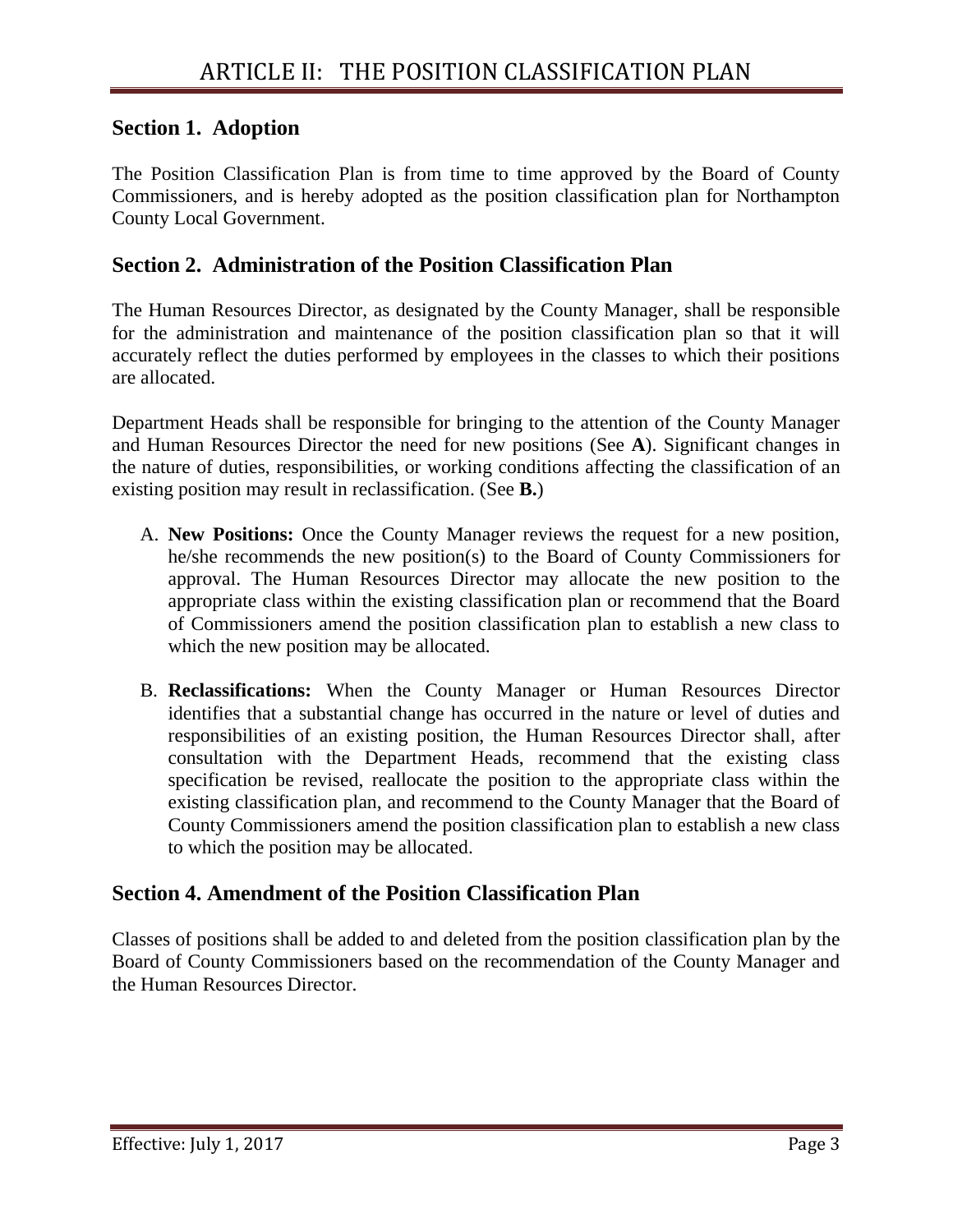# ARTICLE II: THE POSITION CLASSIFICATION PLAN

## Section 1. Adoption

The Position Classification Plan is from time to time approved by the Board of County Commissioners, and is hereby adopted as the position classification plan for Northampton County Local Government.

## Section 2. Administration of the Position Classification Plan

The Human Resources Director, as designated by the County Manager, shall be responsible for the administration and maintenance of the position classification plan so that it will accurately reflect the duties performed by employees in the classes to which their positions are allocated.

Department Heads shall be responsible for bringing to the attention of the County Manager and Human Resources Director the need for new positions (See **A**). Significant changes in the nature of duties, responsibilities, or working conditions affecting the classification of an existing position may result in reclassification. (See **B.**)

A. **New Positions:** Once the County Manager reviews the request for a new position, he/she recommends the new position(s) to the Board of County Commissioners for approval. The Human Resources Director may allocate the new position to the appropriate class within the existing classification plan or recommend that the Board of Commissioners amend the position classification plan to establish a new class to which the new position may be allocated.

B. **Reclassifications:** When the County Manager or Human Resources Director identifies that a substantial change has occurred in the nature or level of duties and responsibilities of an existing position, the Human Resources Director shall, after consultation with the Department Heads, recommend that the existing class specification be revised, reallocate the position to the appropriate class within the existing classification plan, and recommend to the County Manager that the Board of County Commissioners amend the position classification plan to establish a new class to which the position may be allocated.

## Section 4. Amendment of the Position Classification Plan

Classes of positions shall be added to and deleted from the position classification plan by the Board of County Commissioners based on the recommendation of the County Manager and the Human Resources Director.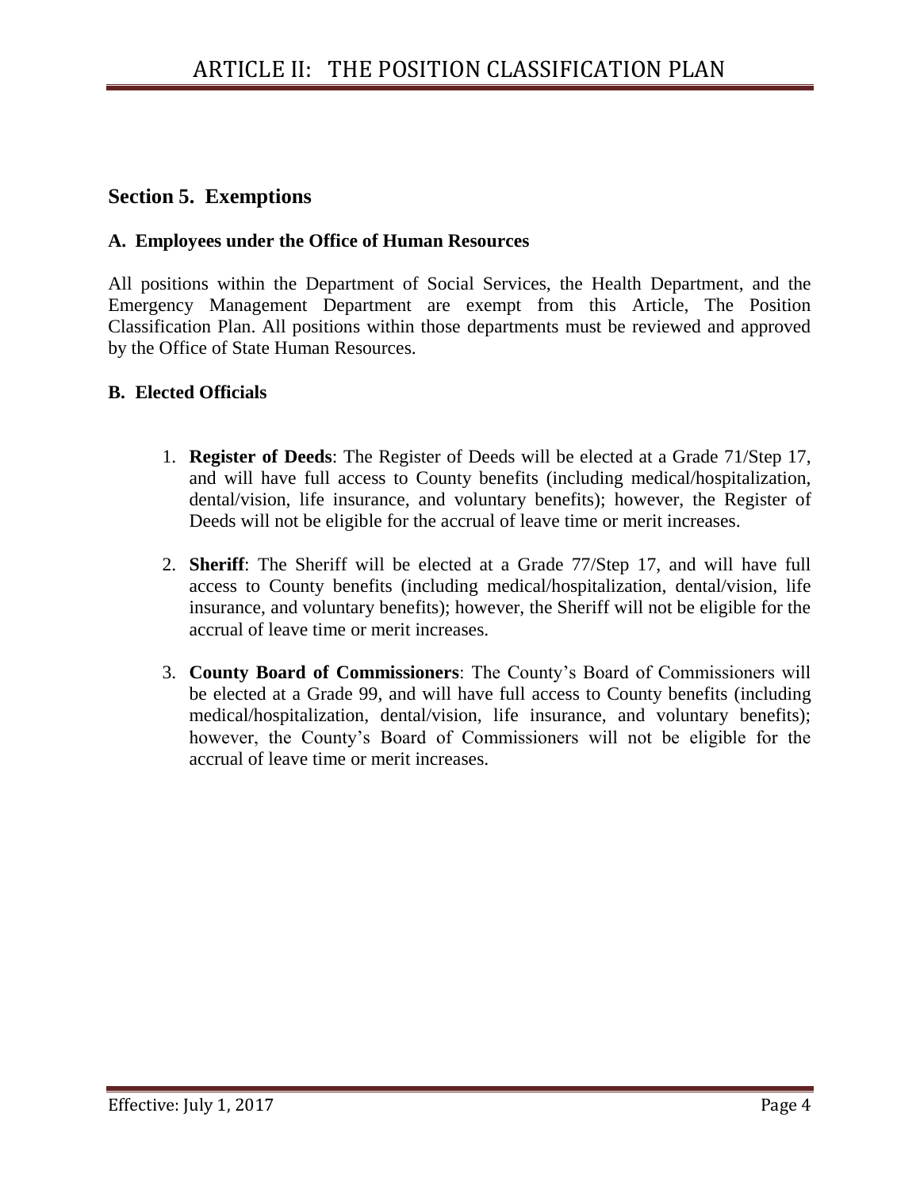## Section 5. Exemptions

**A. Employees under the Office of Human Resources**

All positions within the Department of Social Services, the Health Department, and the Emergency Management Department are exempt from this Article, The Position Classification Plan. All positions within those departments must be reviewed and approved by the Office of State Human Resources.

**B. Elected Officials**

1. **Register of Deeds**: The Register of Deeds will be elected at a Grade 71/Step 17, and will have full access to County benefits (including medical/hospitalization, dental/vision, life insurance, and voluntary benefits); however, the Register of Deeds will not be eligible for the accrual of leave time or merit increases.
2. **Sheriff**: The Sheriff will be elected at a Grade 77/Step 17, and will have full access to County benefits (including medical/hospitalization, dental/vision, life insurance, and voluntary benefits); however, the Sheriff will not be eligible for the accrual of leave time or merit increases.
3. **County Board of Commissioners**: The County's Board of Commissioners will be elected at a Grade 99, and will have full access to County benefits (including medical/hospitalization, dental/vision, life insurance, and voluntary benefits); however, the County's Board of Commissioners will not be eligible for the accrual of leave time or merit increases.